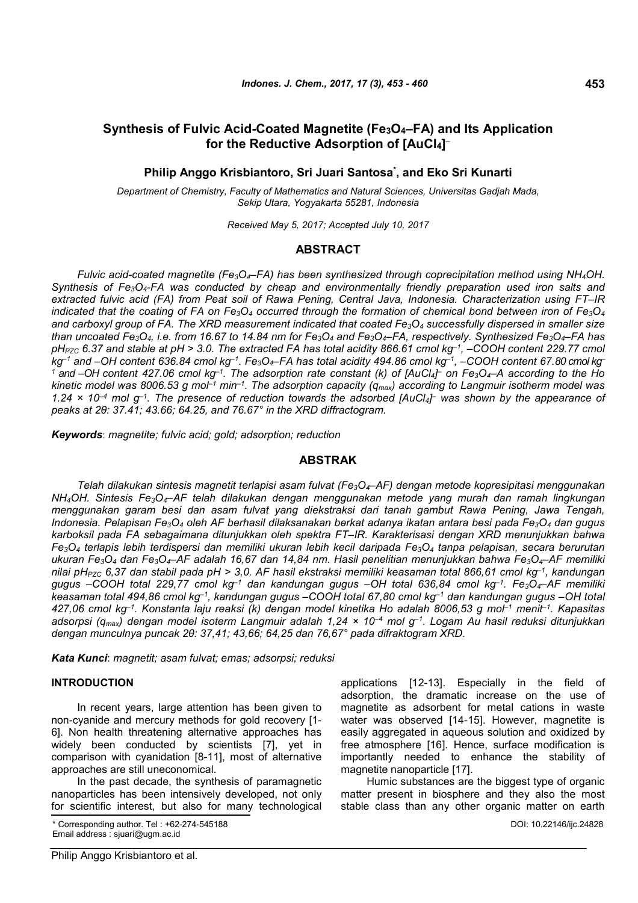# Synthesis of Fulvic Acid-Coated Magnetite ($Fe_3O_4$–FA) and Its Application for the Reductive Adsorption of $[AuCl_4]^-$

**Philip Anggo Krisbiantoro, Sri Juari Santosa*, and Eko Sri Kunarti**

*Department of Chemistry, Faculty of Mathematics and Natural Sciences, Universitas Gadjah Mada, Sekip Utara, Yogyakarta 55281, Indonesia*

*Received May 5, 2017; Accepted July 10, 2017*

## ABSTRACT

*Fulvic acid-coated magnetite ($Fe_3O_4$–FA) has been synthesized through coprecipitation method using $NH_4OH$. Synthesis of $Fe_3O_4$-FA was conducted by cheap and environmentally friendly preparation used iron salts and extracted fulvic acid (FA) from Peat soil of Rawa Pening, Central Java, Indonesia. Characterization using FT–IR indicated that the coating of FA on $Fe_3O_4$ occurred through the formation of chemical bond between iron of $Fe_3O_4$ and carboxyl group of FA. The XRD measurement indicated that coated $Fe_3O_4$ successfully dispersed in smaller size than uncoated $Fe_3O_4$, i.e. from 16.67 to 14.84 nm for $Fe_3O_4$ and $Fe_3O_4$–FA, respectively. Synthesized $Fe_3O_4$–FA has $pH_{PZC}$ 6.37 and stable at pH > 3.0. The extracted FA has total acidity 866.61 cmol $kg^{-1}$, –COOH content 229.77 cmol $kg^{-1}$ and –OH content 636.84 cmol $kg^{-1}$. $Fe_3O_4$–FA has total acidity 494.86 cmol $kg^{-1}$, –COOH content 67.80 cmol $kg^{-1}$ and –OH content 427.06 cmol $kg^{-1}$. The adsorption rate constant (k) of $[AuCl_4]^-$ on $Fe_3O_4$–A according to the Ho kinetic model was 8006.53 g $mol^{-1}$ $min^{-1}$. The adsorption capacity ($q_{max}$) according to Langmuir isotherm model was $1.24 \times 10^{-4}$ mol $g^{-1}$. The presence of reduction towards the adsorbed $[AuCl_4]^-$ was shown by the appearance of peaks at 2θ: 37.41; 43.66; 64.25, and 76.67° in the XRD diffractogram.*

***Keywords***: *magnetite; fulvic acid; gold; adsorption; reduction*

## ABSTRAK

*Telah dilakukan sintesis magnetit terlapisi asam fulvat ($Fe_3O_4$–AF) dengan metode kopresipitasi menggunakan $NH_4OH$. Sintesis $Fe_3O_4$–AF telah dilakukan dengan menggunakan metode yang murah dan ramah lingkungan menggunakan garam besi dan asam fulvat yang diekstraksi dari tanah gambut Rawa Pening, Jawa Tengah, Indonesia. Pelapisan $Fe_3O_4$ oleh AF berhasil dilaksanakan berkat adanya ikatan antara besi pada $Fe_3O_4$ dan gugus karboksil pada FA sebagaimana ditunjukkan oleh spektra FT–IR. Karakterisasi dengan XRD menunjukkan bahwa $Fe_3O_4$ terlapis lebih terdispersi dan memiliki ukuran lebih kecil daripada $Fe_3O_4$ tanpa pelapisan, secara berurutan ukuran $Fe_3O_4$ dan $Fe_3O_4$–AF adalah 16,67 dan 14,84 nm. Hasil penelitian menunjukkan bahwa $Fe_3O_4$–AF memiliki nilai $pH_{PZC}$ 6,37 dan stabil pada pH > 3,0. AF hasil ekstraksi memiliki keasaman total 866,61 cmol $kg^{-1}$, kandungan gugus –COOH total 229,77 cmol $kg^{-1}$ dan kandungan gugus –OH total 636,84 cmol $kg^{-1}$. $Fe_3O_4$–AF memiliki keasaman total 494,86 cmol $kg^{-1}$, kandungan gugus –COOH total 67,80 cmol $kg^{-1}$ dan kandungan gugus –OH total 427,06 cmol $kg^{-1}$. Konstanta laju reaksi (k) dengan model kinetika Ho adalah 8006,53 g $mol^{-1}$ $menit^{-1}$. Kapasitas adsorpsi ($q_{max}$) dengan model isoterm Langmuir adalah $1,24 \times 10^{-4}$ mol $g^{-1}$. Logam Au hasil reduksi ditunjukkan dengan munculnya puncak 2θ: 37,41; 43,66; 64,25 dan 76,67° pada difraktogram XRD.*

***Kata Kunci***: *magnetit; asam fulvat; emas; adsorpsi; reduksi*

## INTRODUCTION

In recent years, large attention has been given to non-cyanide and mercury methods for gold recovery [1-6]. Non health threatening alternative approaches has widely been conducted by scientists [7], yet in comparison with cyanidation [8-11], most of alternative approaches are still uneconomical.

In the past decade, the synthesis of paramagnetic nanoparticles has been intensively developed, not only for scientific interest, but also for many technological applications [12-13]. Especially in the field of adsorption, the dramatic increase on the use of magnetite as adsorbent for metal cations in waste water was observed [14-15]. However, magnetite is easily aggregated in aqueous solution and oxidized by free atmosphere [16]. Hence, surface modification is importantly needed to enhance the stability of magnetite nanoparticle [17].

Humic substances are the biggest type of organic matter present in biosphere and they also the most stable class than any other organic matter on earth

\* Corresponding author. Tel : +62-274-545188
Email address : sjuari@ugm.ac.id

DOI: 10.22146/ijc.24828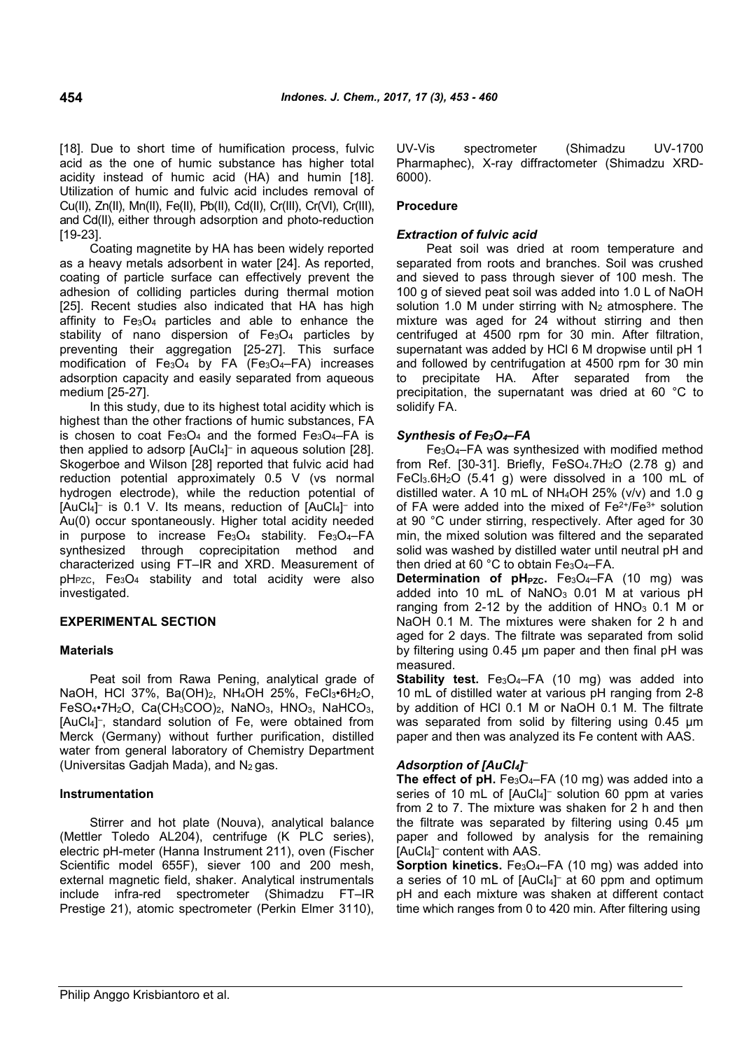[18]. Due to short time of humification process, fulvic acid as the one of humic substance has higher total acidity instead of humic acid (HA) and humin [18]. Utilization of humic and fulvic acid includes removal of Cu(II), Zn(II), Mn(II), Fe(II), Pb(II), Cd(II), Cr(III), Cr(VI), Cr(III), and Cd(II), either through adsorption and photo-reduction [19-23].

Coating magnetite by HA has been widely reported as a heavy metals adsorbent in water [24]. As reported, coating of particle surface can effectively prevent the adhesion of colliding particles during thermal motion [25]. Recent studies also indicated that HA has high affinity to $Fe_3O_4$ particles and able to enhance the stability of nano dispersion of $Fe_3O_4$ particles by preventing their aggregation [25-27]. This surface modification of $Fe_3O_4$ by FA ($Fe_3O_4$–FA) increases adsorption capacity and easily separated from aqueous medium [25-27].

In this study, due to its highest total acidity which is highest than the other fractions of humic substances, FA is chosen to coat $Fe_3O_4$ and the formed $Fe_3O_4$–FA is then applied to adsorp $[AuCl_4]^-$ in aqueous solution [28]. Skogerboe and Wilson [28] reported that fulvic acid had reduction potential approximately 0.5 V (vs normal hydrogen electrode), while the reduction potential of $[AuCl_4]^-$ is 0.1 V. Its means, reduction of $[AuCl_4]^-$ into Au(0) occur spontaneously. Higher total acidity needed in purpose to increase $Fe_3O_4$ stability. $Fe_3O_4$–FA synthesized through coprecipitation method and characterized using FT–IR and XRD. Measurement of $pH_{PZC}$, $Fe_3O_4$ stability and total acidity were also investigated.

## EXPERIMENTAL SECTION

### Materials

Peat soil from Rawa Pening, analytical grade of NaOH, HCl 37%, $Ba(OH)_2$, $NH_4OH$ 25%, $FeCl_3$•$6H_2O$, $FeSO_4$•$7H_2O$, $Ca(CH_3COO)_2$, $NaNO_3$, $HNO_3$, $NaHCO_3$, $[AuCl_4]^-$, standard solution of Fe, were obtained from Merck (Germany) without further purification, distilled water from general laboratory of Chemistry Department (Universitas Gadjah Mada), and $N_2$ gas.

### Instrumentation

Stirrer and hot plate (Nouva), analytical balance (Mettler Toledo AL204), centrifuge (K PLC series), electric pH-meter (Hanna Instrument 211), oven (Fischer Scientific model 655F), siever 100 and 200 mesh, external magnetic field, shaker. Analytical instrumentals include infra-red spectrometer (Shimadzu FT–IR Prestige 21), atomic spectrometer (Perkin Elmer 3110), UV-Vis spectrometer (Shimadzu UV-1700 Pharmaphec), X-ray diffractometer (Shimadzu XRD-6000).

### Procedure

#### *Extraction of fulvic acid*

Peat soil was dried at room temperature and separated from roots and branches. Soil was crushed and sieved to pass through siever of 100 mesh. The 100 g of sieved peat soil was added into 1.0 L of NaOH solution 1.0 M under stirring with $N_2$ atmosphere. The mixture was aged for 24 without stirring and then centrifuged at 4500 rpm for 30 min. After filtration, supernatant was added by HCl 6 M dropwise until pH 1 and followed by centrifugation at 4500 rpm for 30 min to precipitate HA. After separated from the precipitation, the supernatant was dried at 60 °C to solidify FA.

#### *Synthesis of $Fe_3O_4$–FA*

$Fe_3O_4$–FA was synthesized with modified method from Ref. [30-31]. Briefly, $FeSO_4.7H_2O$ (2.78 g) and $FeCl_3.6H_2O$ (5.41 g) were dissolved in a 100 mL of distilled water. A 10 mL of $NH_4OH$ 25% (v/v) and 1.0 g of FA were added into the mixed of $Fe^{2+}/Fe^{3+}$ solution at 90 °C under stirring, respectively. After aged for 30 min, the mixed solution was filtered and the separated solid was washed by distilled water until neutral pH and then dried at 60 °C to obtain $Fe_3O_4$–FA.

**Determination of $pH_{PZC}$.** $Fe_3O_4$–FA (10 mg) was added into 10 mL of $NaNO_3$ 0.01 M at various pH ranging from 2-12 by the addition of $HNO_3$ 0.1 M or NaOH 0.1 M. The mixtures were shaken for 2 h and aged for 2 days. The filtrate was separated from solid by filtering using 0.45 µm paper and then final pH was measured.

**Stability test.** $Fe_3O_4$–FA (10 mg) was added into 10 mL of distilled water at various pH ranging from 2-8 by addition of HCl 0.1 M or NaOH 0.1 M. The filtrate was separated from solid by filtering using 0.45 µm paper and then was analyzed its Fe content with AAS.

#### *Adsorption of $[AuCl_4]^-$*

**The effect of pH.** $Fe_3O_4$–FA (10 mg) was added into a series of 10 mL of $[AuCl_4]^-$ solution 60 ppm at varies from 2 to 7. The mixture was shaken for 2 h and then the filtrate was separated by filtering using 0.45 µm paper and followed by analysis for the remaining $[AuCl_4]^-$ content with AAS.

**Sorption kinetics.** $Fe_3O_4$–FA (10 mg) was added into a series of 10 mL of $[AuCl_4]^-$ at 60 ppm and optimum pH and each mixture was shaken at different contact time which ranges from 0 to 420 min. After filtering using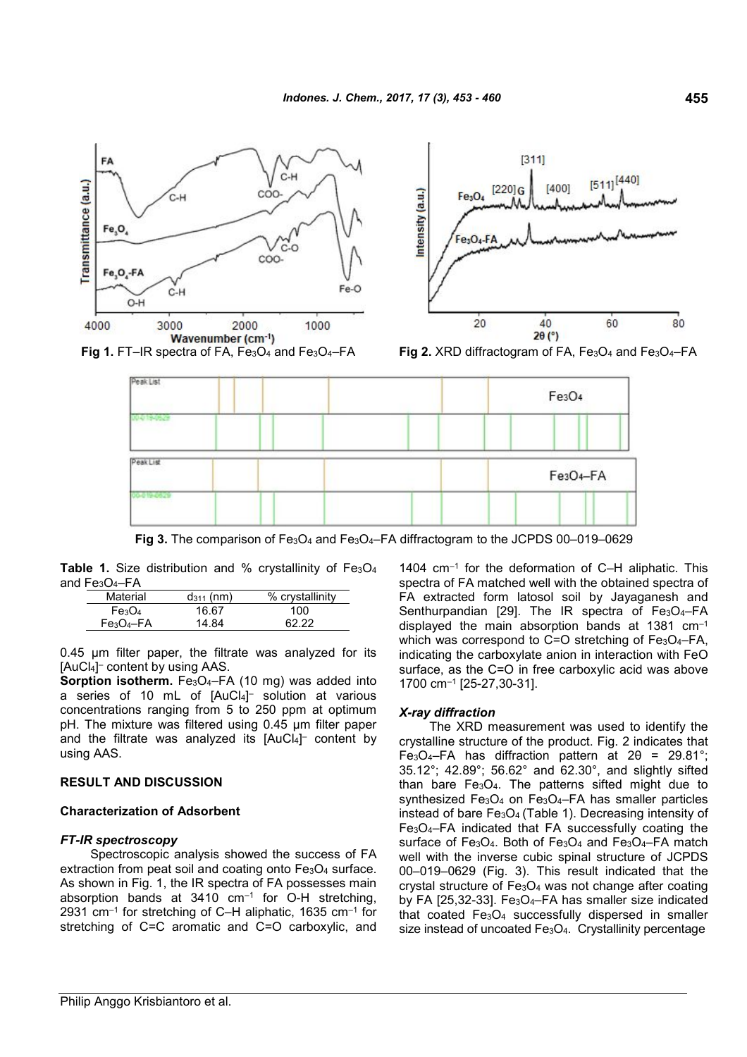Fig 1. FT–IR spectra of FA, $Fe_3O_4$ and $Fe_3O_4$–FA

Fig 2. XRD diffractogram of FA, $Fe_3O_4$ and $Fe_3O_4$–FA

Fig 3. The comparison of $Fe_3O_4$ and $Fe_3O_4$–FA diffractogram to the JCPDS 00–019–0629

**Table 1.** Size distribution and % crystallinity of $Fe_3O_4$ and $Fe_3O_4$–FA

| Material | $d_{311}$ (nm) | % crystallinity |
|---|---|---|
| $Fe_3O_4$ | 16.67 | 100 |
| $Fe_3O_4$–FA | 14.84 | 62.22 |

0.45 µm filter paper, the filtrate was analyzed for its $[AuCl_4]^-$ content by using AAS.

**Sorption isotherm.** $Fe_3O_4$–FA (10 mg) was added into a series of 10 mL of $[AuCl_4]^-$ solution at various concentrations ranging from 5 to 250 ppm at optimum pH. The mixture was filtered using 0.45 µm filter paper and the filtrate was analyzed its $[AuCl_4]^-$ content by using AAS.

## RESULT AND DISCUSSION

### Characterization of Adsorbent

#### *FT-IR spectroscopy*

Spectroscopic analysis showed the success of FA extraction from peat soil and coating onto $Fe_3O_4$ surface. As shown in Fig. 1, the IR spectra of FA possesses main absorption bands at 3410 $cm^{-1}$ for O-H stretching, 2931 $cm^{-1}$ for stretching of C–H aliphatic, 1635 $cm^{-1}$ for stretching of C=C aromatic and C=O carboxylic, and 1404 $cm^{-1}$ for the deformation of C–H aliphatic. This spectra of FA matched well with the obtained spectra of FA extracted form latosol soil by Jayaganesh and Senthurpandian [29]. The IR spectra of $Fe_3O_4$–FA displayed the main absorption bands at 1381 $cm^{-1}$ which was correspond to C=O stretching of $Fe_3O_4$–FA, indicating the carboxylate anion in interaction with FeO surface, as the C=O in free carboxylic acid was above 1700 $cm^{-1}$ [25-27,30-31].

#### *X-ray diffraction*

The XRD measurement was used to identify the crystalline structure of the product. Fig. 2 indicates that $Fe_3O_4$–FA has diffraction pattern at $2\theta$ = 29.81°; 35.12°; 42.89°; 56.62° and 62.30°, and slightly sifted than bare $Fe_3O_4$. The patterns sifted might due to synthesized $Fe_3O_4$ on $Fe_3O_4$–FA has smaller particles instead of bare $Fe_3O_4$ (Table 1). Decreasing intensity of $Fe_3O_4$–FA indicated that FA successfully coating the surface of $Fe_3O_4$. Both of $Fe_3O_4$ and $Fe_3O_4$–FA match well with the inverse cubic spinal structure of JCPDS 00–019–0629 (Fig. 3). This result indicated that the crystal structure of $Fe_3O_4$ was not change after coating by FA [25,32-33]. $Fe_3O_4$–FA has smaller size indicated that coated $Fe_3O_4$ successfully dispersed in smaller size instead of uncoated $Fe_3O_4$. Crystallinity percentage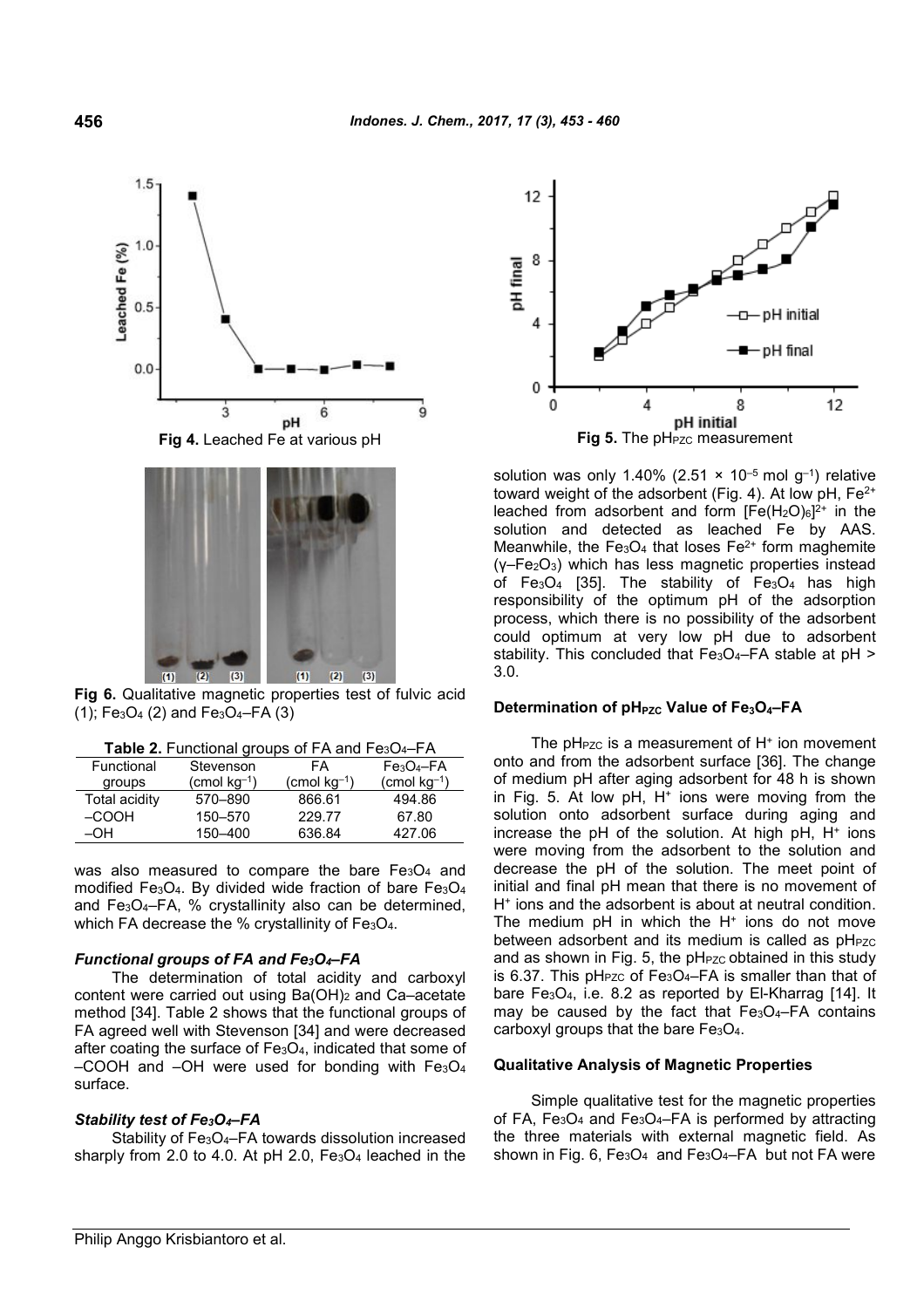**Fig 4.** Leached Fe at various pH

**Fig 6.** Qualitative magnetic properties test of fulvic acid (1); $Fe_3O_4$ (2) and $Fe_3O_4$–FA (3)

**Table 2.** Functional groups of FA and $Fe_3O_4$–FA

| Functional groups | Stevenson (cmol kg$^{-1}$) | FA (cmol kg$^{-1}$) | $Fe_3O_4$–FA (cmol kg$^{-1}$) |
|---|---|---|---|
| Total acidity | 570–890 | 866.61 | 494.86 |
| –COOH | 150–570 | 229.77 | 67.80 |
| –OH | 150–400 | 636.84 | 427.06 |

was also measured to compare the bare $Fe_3O_4$ and modified $Fe_3O_4$. By divided wide fraction of bare $Fe_3O_4$ and $Fe_3O_4$–FA, % crystallinity also can be determined, which FA decrease the % crystallinity of $Fe_3O_4$.

### *Functional groups of FA and $Fe_3O_4$–FA*

The determination of total acidity and carboxyl content were carried out using $Ba(OH)_2$ and Ca–acetate method [34]. Table 2 shows that the functional groups of FA agreed well with Stevenson [34] and were decreased after coating the surface of $Fe_3O_4$, indicated that some of –COOH and –OH were used for bonding with $Fe_3O_4$ surface.

### *Stability test of $Fe_3O_4$–FA*

Stability of $Fe_3O_4$–FA towards dissolution increased sharply from 2.0 to 4.0. At pH 2.0, $Fe_3O_4$ leached in the solution was only 1.40% ($2.51 \times 10^{-5}$ mol g$^{-1}$) relative toward weight of the adsorbent (Fig. 4). At low pH, $Fe^{2+}$ leached from adsorbent and form $[Fe(H_2O)_6]^{2+}$ in the solution and detected as leached Fe by AAS. Meanwhile, the $Fe_3O_4$ that loses $Fe^{2+}$ form maghemite ($\gamma$–$Fe_2O_3$) which has less magnetic properties instead of $Fe_3O_4$ [35]. The stability of $Fe_3O_4$ has high responsibility of the optimum pH of the adsorption process, which there is no possibility of the adsorbent could optimum at very low pH due to adsorbent stability. This concluded that $Fe_3O_4$–FA stable at pH > 3.0.

**Fig 5.** The $pH_{PZC}$ measurement

## Determination of $pH_{PZC}$ Value of $Fe_3O_4$–FA

The $pH_{PZC}$ is a measurement of $H^+$ ion movement onto and from the adsorbent surface [36]. The change of medium pH after aging adsorbent for 48 h is shown in Fig. 5. At low pH, $H^+$ ions were moving from the solution onto adsorbent surface during aging and increase the pH of the solution. At high pH, $H^+$ ions were moving from the adsorbent to the solution and decrease the pH of the solution. The meet point of initial and final pH mean that there is no movement of $H^+$ ions and the adsorbent is about at neutral condition. The medium pH in which the $H^+$ ions do not move between adsorbent and its medium is called as $pH_{PZC}$ and as shown in Fig. 5, the $pH_{PZC}$ obtained in this study is 6.37. This $pH_{PZC}$ of $Fe_3O_4$–FA is smaller than that of bare $Fe_3O_4$, i.e. 8.2 as reported by El-Kharrag [14]. It may be caused by the fact that $Fe_3O_4$–FA contains carboxyl groups that the bare $Fe_3O_4$.

## Qualitative Analysis of Magnetic Properties

Simple qualitative test for the magnetic properties of FA, $Fe_3O_4$ and $Fe_3O_4$–FA is performed by attracting the three materials with external magnetic field. As shown in Fig. 6, $Fe_3O_4$ and $Fe_3O_4$–FA but not FA were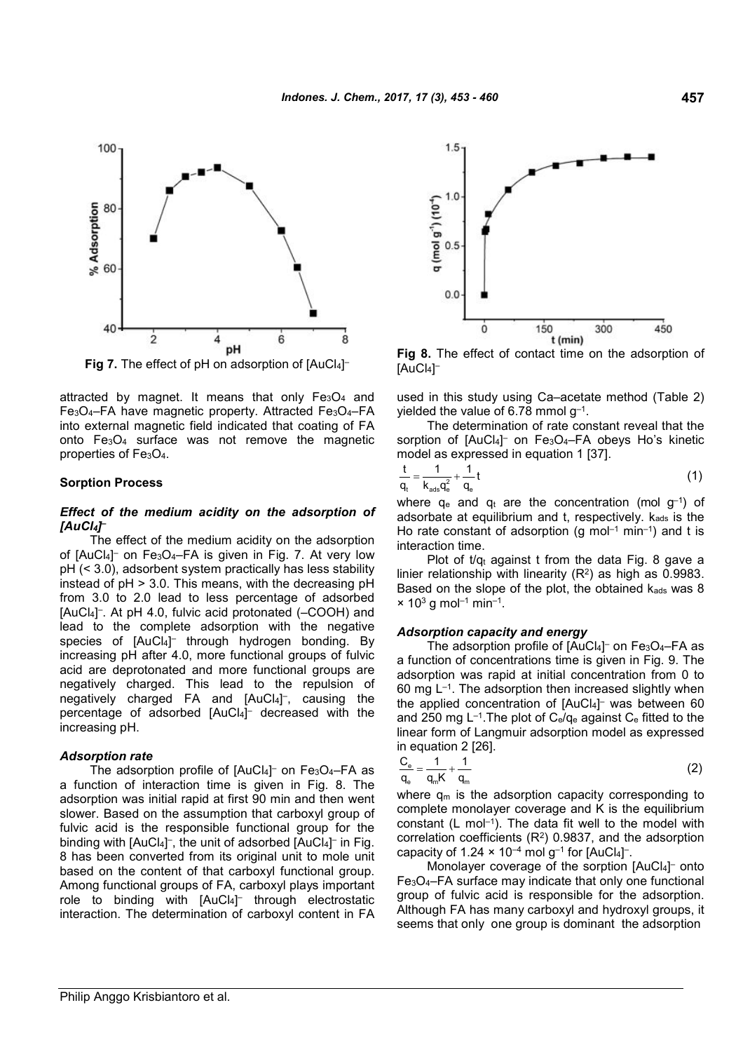Fig 7. The effect of pH on adsorption of $[AuCl_4]^-$

Fig 8. The effect of contact time on the adsorption of $[AuCl_4]^-$

attracted by magnet. It means that only $Fe_3O_4$ and $Fe_3O_4$–FA have magnetic property. Attracted $Fe_3O_4$–FA into external magnetic field indicated that coating of FA onto $Fe_3O_4$ surface was not remove the magnetic properties of $Fe_3O_4$.

### Sorption Process

#### *Effect of the medium acidity on the adsorption of $[AuCl_4]^-$*

The effect of the medium acidity on the adsorption of $[AuCl_4]^-$ on $Fe_3O_4$–FA is given in Fig. 7. At very low pH (< 3.0), adsorbent system practically has less stability instead of pH > 3.0. This means, with the decreasing pH from 3.0 to 2.0 lead to less percentage of adsorbed $[AuCl_4]^-$. At pH 4.0, fulvic acid protonated (–COOH) and lead to the complete adsorption with the negative species of $[AuCl_4]^-$ through hydrogen bonding. By increasing pH after 4.0, more functional groups of fulvic acid are deprotonated and more functional groups are negatively charged. This lead to the repulsion of negatively charged FA and $[AuCl_4]^-$, causing the percentage of adsorbed $[AuCl_4]^-$ decreased with the increasing pH.

#### *Adsorption rate*

The adsorption profile of $[AuCl_4]^-$ on $Fe_3O_4$–FA as a function of interaction time is given in Fig. 8. The adsorption was initial rapid at first 90 min and then went slower. Based on the assumption that carboxyl group of fulvic acid is the responsible functional group for the binding with $[AuCl_4]^-$, the unit of adsorbed $[AuCl_4]^-$ in Fig. 8 has been converted from its original unit to mole unit based on the content of that carboxyl functional group. Among functional groups of FA, carboxyl plays important role to binding with $[AuCl_4]^-$ through electrostatic interaction. The determination of carboxyl content in FA used in this study using Ca–acetate method (Table 2) yielded the value of 6.78 mmol $g^{-1}$.

The determination of rate constant reveal that the sorption of $[AuCl_4]^-$ on $Fe_3O_4$–FA obeys Ho's kinetic model as expressed in equation 1 [37].

$$\frac{t}{q_t} = \frac{1}{k_{ads} q_e^2} + \frac{1}{q_e} t \tag{1}$$

where $q_e$ and $q_t$ are the concentration (mol $g^{-1}$) of adsorbate at equilibrium and t, respectively. $k_{ads}$ is the Ho rate constant of adsorption (g $mol^{-1}$ $min^{-1}$) and t is interaction time.

Plot of $t/q_t$ against t from the data Fig. 8 gave a linier relationship with linearity ($R^2$) as high as 0.9983. Based on the slope of the plot, the obtained $k_{ads}$ was $8 \times 10^3$ g $mol^{-1}$ $min^{-1}$.

#### *Adsorption capacity and energy*

The adsorption profile of $[AuCl_4]^-$ on $Fe_3O_4$–FA as a function of concentrations time is given in Fig. 9. The adsorption was rapid at initial concentration from 0 to 60 mg $L^{-1}$. The adsorption then increased slightly when the applied concentration of $[AuCl_4]^-$ was between 60 and 250 mg $L^{-1}$.The plot of $C_e/q_e$ against $C_e$ fitted to the linear form of Langmuir adsorption model as expressed in equation 2 [26].

$$\frac{C_e}{q_e} = \frac{1}{q_m K} + \frac{1}{q_m} \tag{2}$$

where $q_m$ is the adsorption capacity corresponding to complete monolayer coverage and K is the equilibrium constant (L $mol^{-1}$). The data fit well to the model with correlation coefficients ($R^2$) 0.9837, and the adsorption capacity of $1.24 \times 10^{-4}$ mol $g^{-1}$ for $[AuCl_4]^-$.

Monolayer coverage of the sorption $[AuCl_4]^-$ onto $Fe_3O_4$–FA surface may indicate that only one functional group of fulvic acid is responsible for the adsorption. Although FA has many carboxyl and hydroxyl groups, it seems that only one group is dominant the adsorption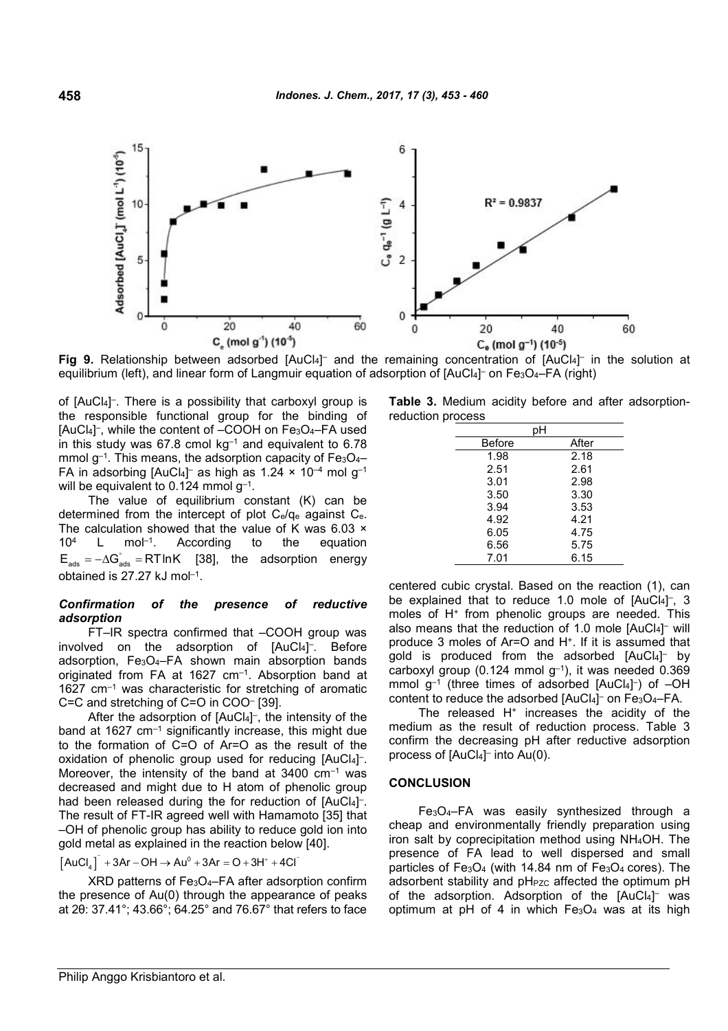**Fig 9.** Relationship between adsorbed $[AuCl_4]^-$ and the remaining concentration of $[AuCl_4]^-$ in the solution at equilibrium (left), and linear form of Langmuir equation of adsorption of $[AuCl_4]^-$ on $Fe_3O_4$–FA (right)

of $[AuCl_4]^-$. There is a possibility that carboxyl group is the responsible functional group for the binding of $[AuCl_4]^-$, while the content of –COOH on $Fe_3O_4$–FA used in this study was 67.8 cmol $kg^{-1}$ and equivalent to 6.78 mmol $g^{-1}$. This means, the adsorption capacity of $Fe_3O_4$–FA in adsorbing $[AuCl_4]^-$ as high as $1.24 \times 10^{-4}$ mol $g^{-1}$ will be equivalent to 0.124 mmol $g^{-1}$.

The value of equilibrium constant (K) can be determined from the intercept of plot $C_e/q_e$ against $C_e$. The calculation showed that the value of K was $6.03 \times 10^4$ L $mol^{-1}$. According to the equation $E_{ads} = -\Delta G^{\circ}_{ads} = RT\ln K$ [38], the adsorption energy obtained is 27.27 kJ $mol^{-1}$.

### *Confirmation of the presence of reductive adsorption*

FT–IR spectra confirmed that –COOH group was involved on the adsorption of $[AuCl_4]^-$. Before adsorption, $Fe_3O_4$–FA shown main absorption bands originated from FA at 1627 $cm^{-1}$. Absorption band at 1627 $cm^{-1}$ was characteristic for stretching of aromatic C=C and stretching of C=O in $COO^-$ [39].

After the adsorption of $[AuCl_4]^-$, the intensity of the band at 1627 $cm^{-1}$ significantly increase, this might due to the formation of C=O of Ar=O as the result of the oxidation of phenolic group used for reducing $[AuCl_4]^-$. Moreover, the intensity of the band at 3400 $cm^{-1}$ was decreased and might due to H atom of phenolic group had been released during the for reduction of $[AuCl_4]^-$. The result of FT-IR agreed well with Hamamoto [35] that –OH of phenolic group has ability to reduce gold ion into gold metal as explained in the reaction below [40].

$$[AuCl_4]^- + 3Ar-OH \rightarrow Au^0 + 3Ar=O + 3H^+ + 4Cl^-$$

XRD patterns of $Fe_3O_4$–FA after adsorption confirm the presence of Au(0) through the appearance of peaks at 2θ: 37.41°; 43.66°; 64.25° and 76.67° that refers to face centered cubic crystal. Based on the reaction (1), can be explained that to reduce 1.0 mole of $[AuCl_4]^-$, 3 moles of $H^+$ from phenolic groups are needed. This also means that the reduction of 1.0 mole $[AuCl_4]^-$ will produce 3 moles of Ar=O and $H^+$. If it is assumed that gold is produced from the adsorbed $[AuCl_4]^-$ by carboxyl group (0.124 mmol $g^{-1}$), it was needed 0.369 mmol $g^{-1}$ (three times of adsorbed $[AuCl_4]^-$) of –OH content to reduce the adsorbed $[AuCl_4]^-$ on $Fe_3O_4$–FA.

**Table 3.** Medium acidity before and after adsorption-reduction process

| pH | |
|---|---|
| Before | After |
| 1.98 | 2.18 |
| 2.51 | 2.61 |
| 3.01 | 2.98 |
| 3.50 | 3.30 |
| 3.94 | 3.53 |
| 4.92 | 4.21 |
| 6.05 | 4.75 |
| 6.56 | 5.75 |
| 7.01 | 6.15 |

The released $H^+$ increases the acidity of the medium as the result of reduction process. Table 3 confirm the decreasing pH after reductive adsorption process of $[AuCl_4]^-$ into Au(0).

## CONCLUSION

$Fe_3O_4$–FA was easily synthesized through a cheap and environmentally friendly preparation using iron salt by coprecipitation method using $NH_4OH$. The presence of FA lead to well dispersed and small particles of $Fe_3O_4$ (with 14.84 nm of $Fe_3O_4$ cores). The adsorbent stability and $pH_{PZC}$ affected the optimum pH of the adsorption. Adsorption of the $[AuCl_4]^-$ was optimum at pH of 4 in which $Fe_3O_4$ was at its high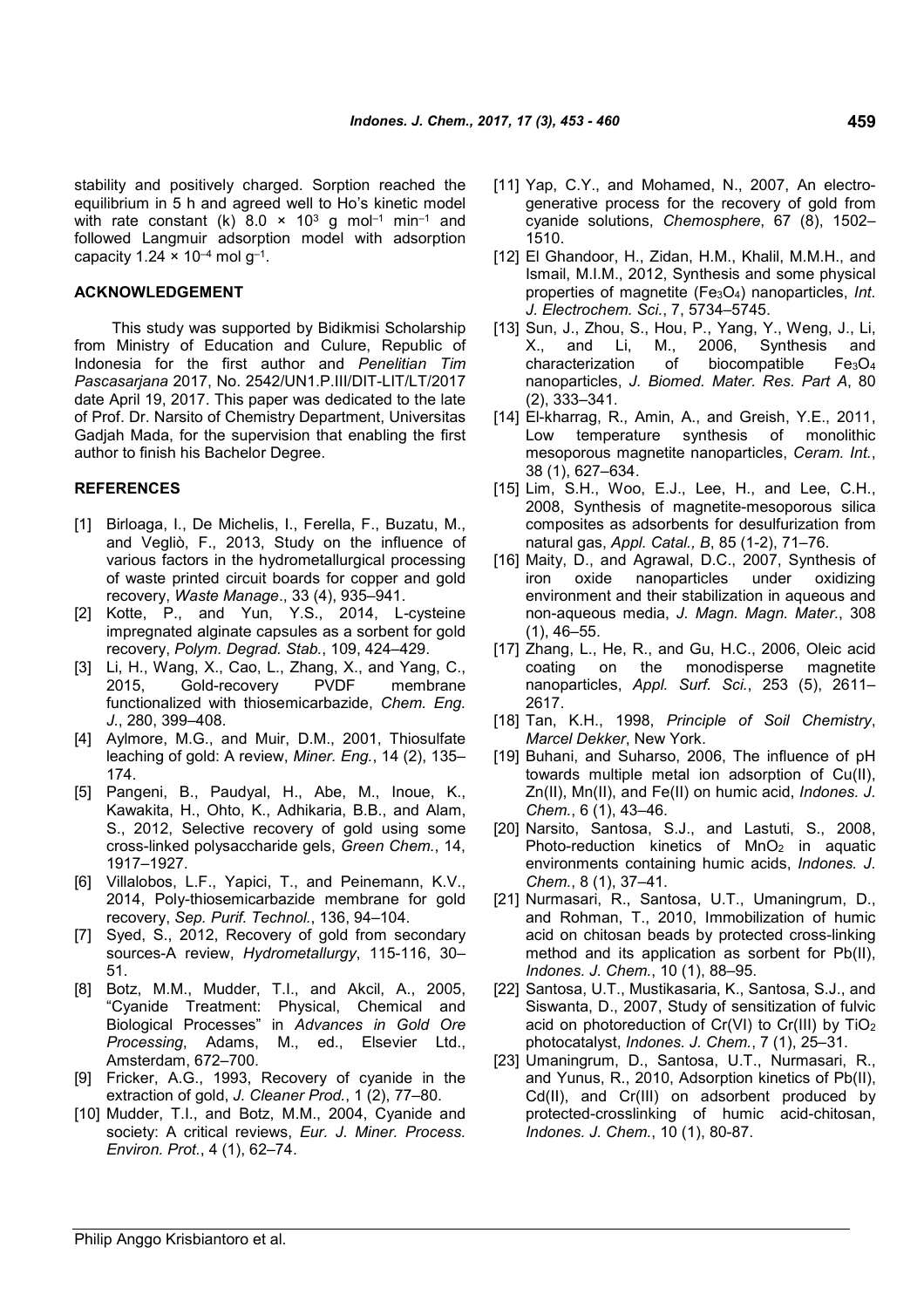stability and positively charged. Sorption reached the equilibrium in 5 h and agreed well to Ho's kinetic model with rate constant (k) $8.0 \times 10^3$ g mol$^{-1}$ min$^{-1}$ and followed Langmuir adsorption model with adsorption capacity $1.24 \times 10^{-4}$ mol g$^{-1}$.

## ACKNOWLEDGEMENT

This study was supported by Bidikmisi Scholarship from Ministry of Education and Culure, Republic of Indonesia for the first author and *Penelitian Tim Pascasarjana* 2017, No. 2542/UN1.P.III/DIT-LIT/LT/2017 date April 19, 2017. This paper was dedicated to the late of Prof. Dr. Narsito of Chemistry Department, Universitas Gadjah Mada, for the supervision that enabling the first author to finish his Bachelor Degree.

## REFERENCES

[1] Birloaga, I., De Michelis, I., Ferella, F., Buzatu, M., and Vegliò, F., 2013, Study on the influence of various factors in the hydrometallurgical processing of waste printed circuit boards for copper and gold recovery, *Waste Manage*., 33 (4), 935–941.

[2] Kotte, P., and Yun, Y.S., 2014, L-cysteine impregnated alginate capsules as a sorbent for gold recovery, *Polym. Degrad. Stab.*, 109, 424–429.

[3] Li, H., Wang, X., Cao, L., Zhang, X., and Yang, C., 2015, Gold-recovery PVDF membrane functionalized with thiosemicarbazide, *Chem. Eng. J.*, 280, 399–408.

[4] Aylmore, M.G., and Muir, D.M., 2001, Thiosulfate leaching of gold: A review, *Miner. Eng.*, 14 (2), 135–174.

[5] Pangeni, B., Paudyal, H., Abe, M., Inoue, K., Kawakita, H., Ohto, K., Adhikaria, B.B., and Alam, S., 2012, Selective recovery of gold using some cross-linked polysaccharide gels, *Green Chem.*, 14, 1917–1927.

[6] Villalobos, L.F., Yapici, T., and Peinemann, K.V., 2014, Poly-thiosemicarbazide membrane for gold recovery, *Sep. Purif. Technol.*, 136, 94–104.

[7] Syed, S., 2012, Recovery of gold from secondary sources-A review, *Hydrometallurgy*, 115-116, 30–51.

[8] Botz, M.M., Mudder, T.I., and Akcil, A., 2005, "Cyanide Treatment: Physical, Chemical and Biological Processes" in *Advances in Gold Ore Processing*, Adams, M., ed., Elsevier Ltd., Amsterdam, 672–700.

[9] Fricker, A.G., 1993, Recovery of cyanide in the extraction of gold, *J. Cleaner Prod.*, 1 (2), 77–80.

[10] Mudder, T.I., and Botz, M.M., 2004, Cyanide and society: A critical reviews, *Eur. J. Miner. Process. Environ. Prot.*, 4 (1), 62–74.

[11] Yap, C.Y., and Mohamed, N., 2007, An electrogenerative process for the recovery of gold from cyanide solutions, *Chemosphere*, 67 (8), 1502–1510.

[12] El Ghandoor, H., Zidan, H.M., Khalil, M.M.H., and Ismail, M.I.M., 2012, Synthesis and some physical properties of magnetite ($Fe_3O_4$) nanoparticles, *Int. J. Electrochem. Sci.*, 7, 5734–5745.

[13] Sun, J., Zhou, S., Hou, P., Yang, Y., Weng, J., Li, X., and Li, M., 2006, Synthesis and characterization of biocompatible $Fe_3O_4$ nanoparticles, *J. Biomed. Mater. Res. Part A*, 80 (2), 333–341.

[14] El-kharrag, R., Amin, A., and Greish, Y.E., 2011, Low temperature synthesis of monolithic mesoporous magnetite nanoparticles, *Ceram. Int.*, 38 (1), 627–634.

[15] Lim, S.H., Woo, E.J., Lee, H., and Lee, C.H., 2008, Synthesis of magnetite-mesoporous silica composites as adsorbents for desulfurization from natural gas, *Appl. Catal., B*, 85 (1-2), 71–76.

[16] Maity, D., and Agrawal, D.C., 2007, Synthesis of iron oxide nanoparticles under oxidizing environment and their stabilization in aqueous and non-aqueous media, *J. Magn. Magn. Mater.*, 308 (1), 46–55.

[17] Zhang, L., He, R., and Gu, H.C., 2006, Oleic acid coating on the monodisperse magnetite nanoparticles, *Appl. Surf. Sci.*, 253 (5), 2611–2617.

[18] Tan, K.H., 1998, *Principle of Soil Chemistry*, *Marcel Dekker*, New York.

[19] Buhani, and Suharso, 2006, The influence of pH towards multiple metal ion adsorption of Cu(II), Zn(II), Mn(II), and Fe(II) on humic acid, *Indones. J. Chem.*, 6 (1), 43–46.

[20] Narsito, Santosa, S.J., and Lastuti, S., 2008, Photo-reduction kinetics of $MnO_2$ in aquatic environments containing humic acids, *Indones. J. Chem.*, 8 (1), 37–41.

[21] Nurmasari, R., Santosa, U.T., Umaningrum, D., and Rohman, T., 2010, Immobilization of humic acid on chitosan beads by protected cross-linking method and its application as sorbent for Pb(II), *Indones. J. Chem.*, 10 (1), 88–95.

[22] Santosa, U.T., Mustikasaria, K., Santosa, S.J., and Siswanta, D., 2007, Study of sensitization of fulvic acid on photoreduction of Cr(VI) to Cr(III) by $TiO_2$ photocatalyst, *Indones. J. Chem.*, 7 (1), 25–31.

[23] Umaningrum, D., Santosa, U.T., Nurmasari, R., and Yunus, R., 2010, Adsorption kinetics of Pb(II), Cd(II), and Cr(III) on adsorbent produced by protected-crosslinking of humic acid-chitosan, *Indones. J. Chem.*, 10 (1), 80-87.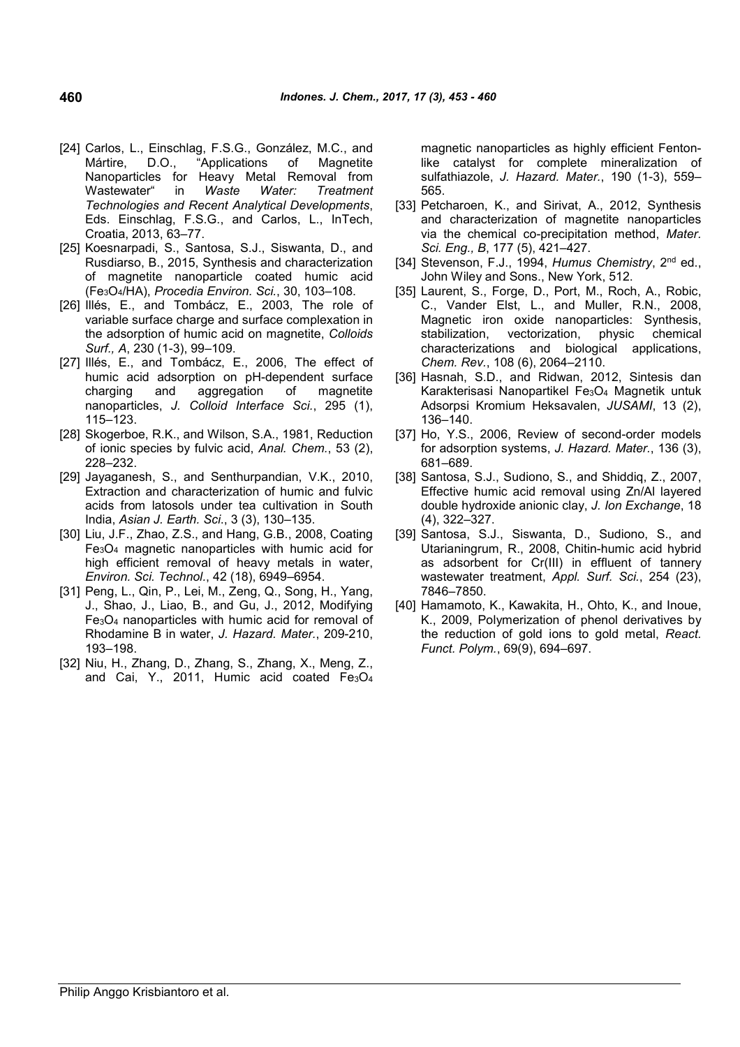[24] Carlos, L., Einschlag, F.S.G., González, M.C., and Mártire, D.O., "Applications of Magnetite Nanoparticles for Heavy Metal Removal from Wastewater" in *Waste Water: Treatment Technologies and Recent Analytical Developments*, Eds. Einschlag, F.S.G., and Carlos, L., InTech, Croatia, 2013, 63–77.

[25] Koesnarpadi, S., Santosa, S.J., Siswanta, D., and Rusdiarso, B., 2015, Synthesis and characterization of magnetite nanoparticle coated humic acid ($Fe_3O_4$/HA), *Procedia Environ. Sci.*, 30, 103–108.

[26] Illés, E., and Tombácz, E., 2003, The role of variable surface charge and surface complexation in the adsorption of humic acid on magnetite, *Colloids Surf., A*, 230 (1-3), 99–109.

[27] Illés, E., and Tombácz, E., 2006, The effect of humic acid adsorption on pH-dependent surface charging and aggregation of magnetite nanoparticles, *J. Colloid Interface Sci.*, 295 (1), 115–123.

[28] Skogerboe, R.K., and Wilson, S.A., 1981, Reduction of ionic species by fulvic acid, *Anal. Chem.*, 53 (2), 228–232.

[29] Jayaganesh, S., and Senthurpandian, V.K., 2010, Extraction and characterization of humic and fulvic acids from latosols under tea cultivation in South India, *Asian J. Earth. Sci.*, 3 (3), 130–135.

[30] Liu, J.F., Zhao, Z.S., and Hang, G.B., 2008, Coating $Fe_3O_4$ magnetic nanoparticles with humic acid for high efficient removal of heavy metals in water, *Environ. Sci. Technol.*, 42 (18), 6949–6954.

[31] Peng, L., Qin, P., Lei, M., Zeng, Q., Song, H., Yang, J., Shao, J., Liao, B., and Gu, J., 2012, Modifying $Fe_3O_4$ nanoparticles with humic acid for removal of Rhodamine B in water, *J. Hazard. Mater.*, 209-210, 193–198.

[32] Niu, H., Zhang, D., Zhang, S., Zhang, X., Meng, Z., and Cai, Y., 2011, Humic acid coated $Fe_3O_4$ magnetic nanoparticles as highly efficient Fenton-like catalyst for complete mineralization of sulfathiazole, *J. Hazard. Mater.*, 190 (1-3), 559–565.

[33] Petcharoen, K., and Sirivat, A., 2012, Synthesis and characterization of magnetite nanoparticles via the chemical co-precipitation method, *Mater. Sci. Eng., B*, 177 (5), 421–427.

[34] Stevenson, F.J., 1994, *Humus Chemistry*, 2nd ed., John Wiley and Sons., New York, 512.

[35] Laurent, S., Forge, D., Port, M., Roch, A., Robic, C., Vander Elst, L., and Muller, R.N., 2008, Magnetic iron oxide nanoparticles: Synthesis, stabilization, vectorization, physic chemical characterizations and biological applications, *Chem. Rev.*, 108 (6), 2064–2110.

[36] Hasnah, S.D., and Ridwan, 2012, Sintesis dan Karakterisasi Nanopartikel $Fe_3O_4$ Magnetik untuk Adsorpsi Kromium Heksavalen, *JUSAMI*, 13 (2), 136–140.

[37] Ho, Y.S., 2006, Review of second-order models for adsorption systems, *J. Hazard. Mater.*, 136 (3), 681–689.

[38] Santosa, S.J., Sudiono, S., and Shiddiq, Z., 2007, Effective humic acid removal using Zn/Al layered double hydroxide anionic clay, *J. Ion Exchange*, 18 (4), 322–327.

[39] Santosa, S.J., Siswanta, D., Sudiono, S., and Utarianingrum, R., 2008, Chitin-humic acid hybrid as adsorbent for Cr(III) in effluent of tannery wastewater treatment, *Appl. Surf. Sci.*, 254 (23), 7846–7850.

[40] Hamamoto, K., Kawakita, H., Ohto, K., and Inoue, K., 2009, Polymerization of phenol derivatives by the reduction of gold ions to gold metal, *React. Funct. Polym.*, 69(9), 694–697.